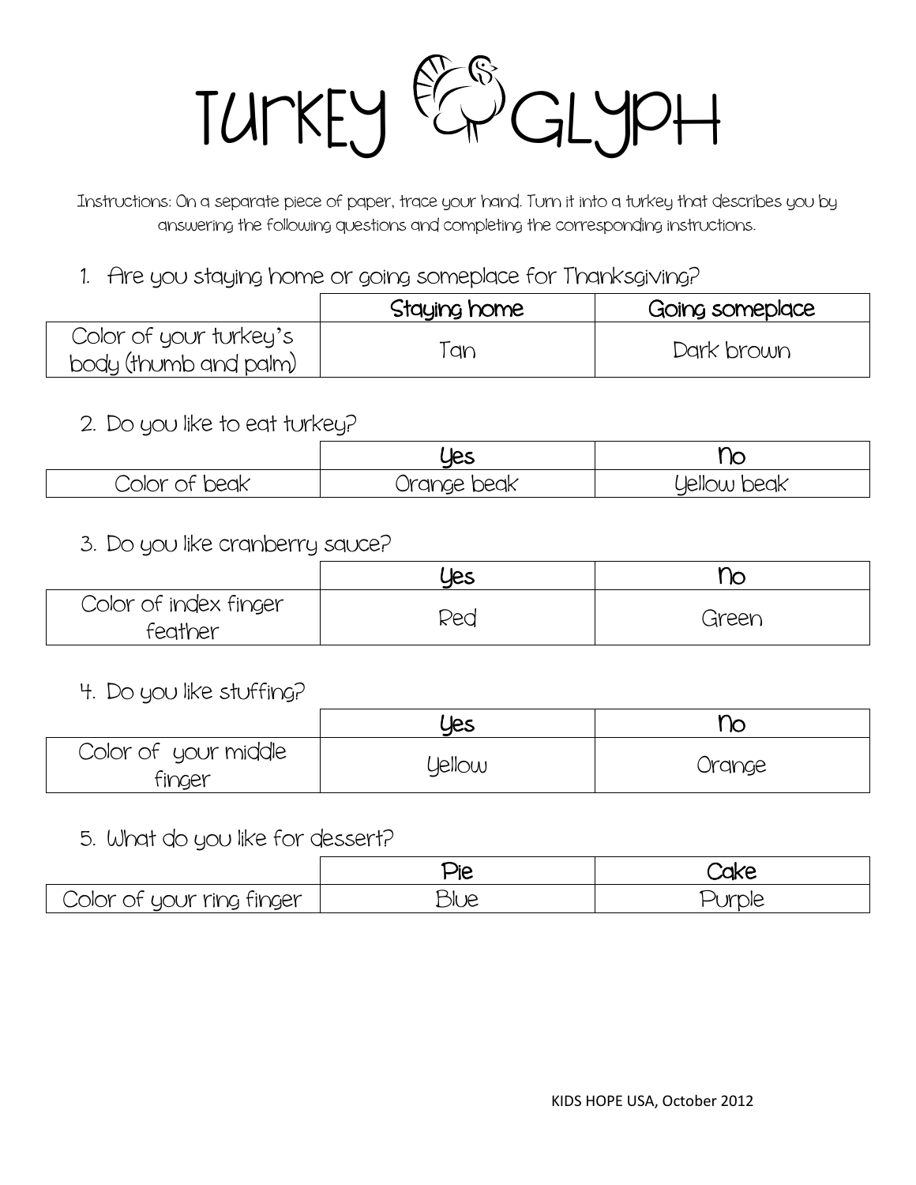# Turkey Glyph

Instructions: On a separate piece of paper, trace your hand. Turn it into a turkey that describes you by answering the following questions and completing the corresponding instructions.

1. Are you staying home or going someplace for Thanksgiving?

| | Staying home | Going someplace |
|---|---|---|
| Color of your turkey's body (thumb and palm) | Tan | Dark brown |

2. Do you like to eat turkey?

| | Yes | No |
|---|---|---|
| Color of beak | Orange beak | Yellow beak |

3. Do you like cranberry sauce?

| | Yes | No |
|---|---|---|
| Color of index finger feather | Red | Green |

4. Do you like stuffing?

| | Yes | No |
|---|---|---|
| Color of your middle finger | Yellow | Orange |

5. What do you like for dessert?

| | Pie | Cake |
|---|---|---|
| Color of your ring finger | Blue | Purple |

KIDS HOPE USA, October 2012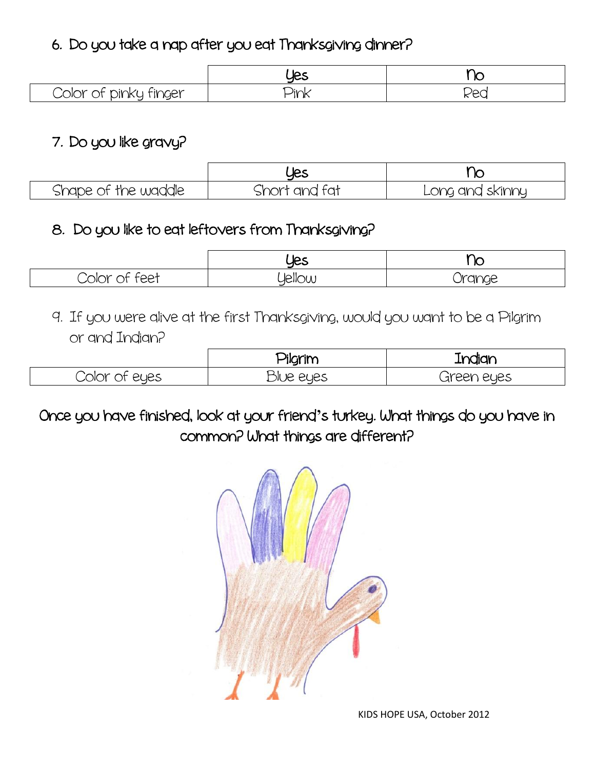6. Do you take a nap after you eat Thanksgiving dinner?

| | Yes | No |
|---|---|---|
| Color of pinky finger | Pink | Red |

7. Do you like gravy?

| | Yes | No |
|---|---|---|
| Shape of the waddle | Short and fat | Long and skinny |

8. Do you like to eat leftovers from Thanksgiving?

| | Yes | No |
|---|---|---|
| Color of feet | Yellow | Orange |

9. If you were alive at the first Thanksgiving, would you want to be a Pilgrim or and Indian?

| | Pilgrim | Indian |
|---|---|---|
| Color of eyes | Blue eyes | Green eyes |

Once you have finished, look at your friend's turkey. What things do you have in common? What things are different?

KIDS HOPE USA, October 2012